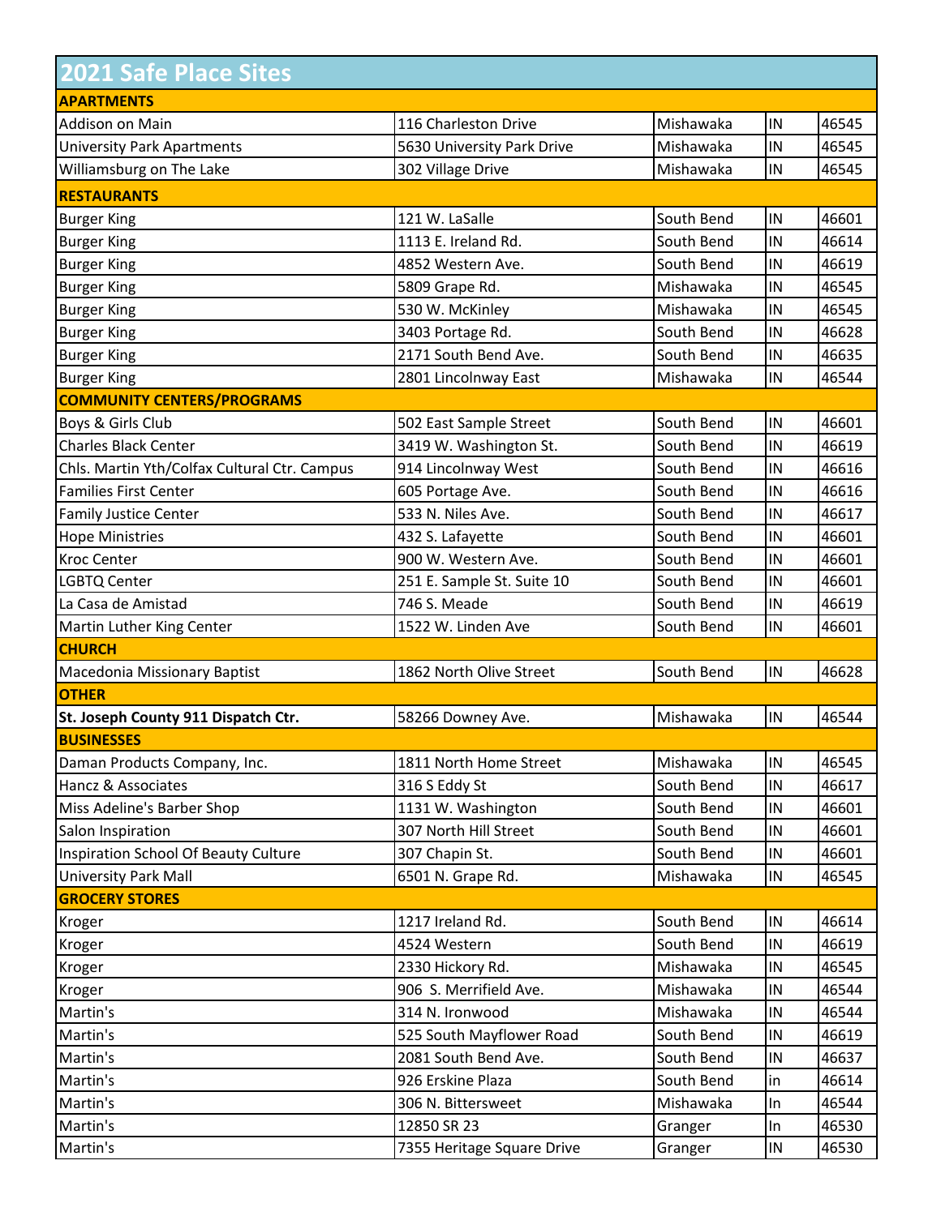# 2021 Safe Place Sites

| | | | | |
|---|---|---|---|---|
| **APARTMENTS** | | | | |
| Addison on Main | 116 Charleston Drive | Mishawaka | IN | 46545 |
| University Park Apartments | 5630 University Park Drive | Mishawaka | IN | 46545 |
| Williamsburg on The Lake | 302 Village Drive | Mishawaka | IN | 46545 |
| **RESTAURANTS** | | | | |
| Burger King | 121 W. LaSalle | South Bend | IN | 46601 |
| Burger King | 1113 E. Ireland Rd. | South Bend | IN | 46614 |
| Burger King | 4852 Western Ave. | South Bend | IN | 46619 |
| Burger King | 5809 Grape Rd. | Mishawaka | IN | 46545 |
| Burger King | 530 W. McKinley | Mishawaka | IN | 46545 |
| Burger King | 3403 Portage Rd. | South Bend | IN | 46628 |
| Burger King | 2171 South Bend Ave. | South Bend | IN | 46635 |
| Burger King | 2801 Lincolnway East | Mishawaka | IN | 46544 |
| **COMMUNITY CENTERS/PROGRAMS** | | | | |
| Boys & Girls Club | 502 East Sample Street | South Bend | IN | 46601 |
| Charles Black Center | 3419 W. Washington St. | South Bend | IN | 46619 |
| Chls. Martin Yth/Colfax Cultural Ctr. Campus | 914 Lincolnway West | South Bend | IN | 46616 |
| Families First Center | 605 Portage Ave. | South Bend | IN | 46616 |
| Family Justice Center | 533 N. Niles Ave. | South Bend | IN | 46617 |
| Hope Ministries | 432 S. Lafayette | South Bend | IN | 46601 |
| Kroc Center | 900 W. Western Ave. | South Bend | IN | 46601 |
| LGBTQ Center | 251 E. Sample St. Suite 10 | South Bend | IN | 46601 |
| La Casa de Amistad | 746 S. Meade | South Bend | IN | 46619 |
| Martin Luther King Center | 1522 W. Linden Ave | South Bend | IN | 46601 |
| **CHURCH** | | | | |
| Macedonia Missionary Baptist | 1862 North Olive Street | South Bend | IN | 46628 |
| **OTHER** | | | | |
| **St. Joseph County 911 Dispatch Ctr.** | 58266 Downey Ave. | Mishawaka | IN | 46544 |
| **BUSINESSES** | | | | |
| Daman Products Company, Inc. | 1811 North Home Street | Mishawaka | IN | 46545 |
| Hancz & Associates | 316 S Eddy St | South Bend | IN | 46617 |
| Miss Adeline's Barber Shop | 1131 W. Washington | South Bend | IN | 46601 |
| Salon Inspiration | 307 North Hill Street | South Bend | IN | 46601 |
| Inspiration School Of Beauty Culture | 307 Chapin St. | South Bend | IN | 46601 |
| University Park Mall | 6501 N. Grape Rd. | Mishawaka | IN | 46545 |
| **GROCERY STORES** | | | | |
| Kroger | 1217 Ireland Rd. | South Bend | IN | 46614 |
| Kroger | 4524 Western | South Bend | IN | 46619 |
| Kroger | 2330 Hickory Rd. | Mishawaka | IN | 46545 |
| Kroger | 906 S. Merrifield Ave. | Mishawaka | IN | 46544 |
| Martin's | 314 N. Ironwood | Mishawaka | IN | 46544 |
| Martin's | 525 South Mayflower Road | South Bend | IN | 46619 |
| Martin's | 2081 South Bend Ave. | South Bend | IN | 46637 |
| Martin's | 926 Erskine Plaza | South Bend | in | 46614 |
| Martin's | 306 N. Bittersweet | Mishawaka | In | 46544 |
| Martin's | 12850 SR 23 | Granger | In | 46530 |
| Martin's | 7355 Heritage Square Drive | Granger | IN | 46530 |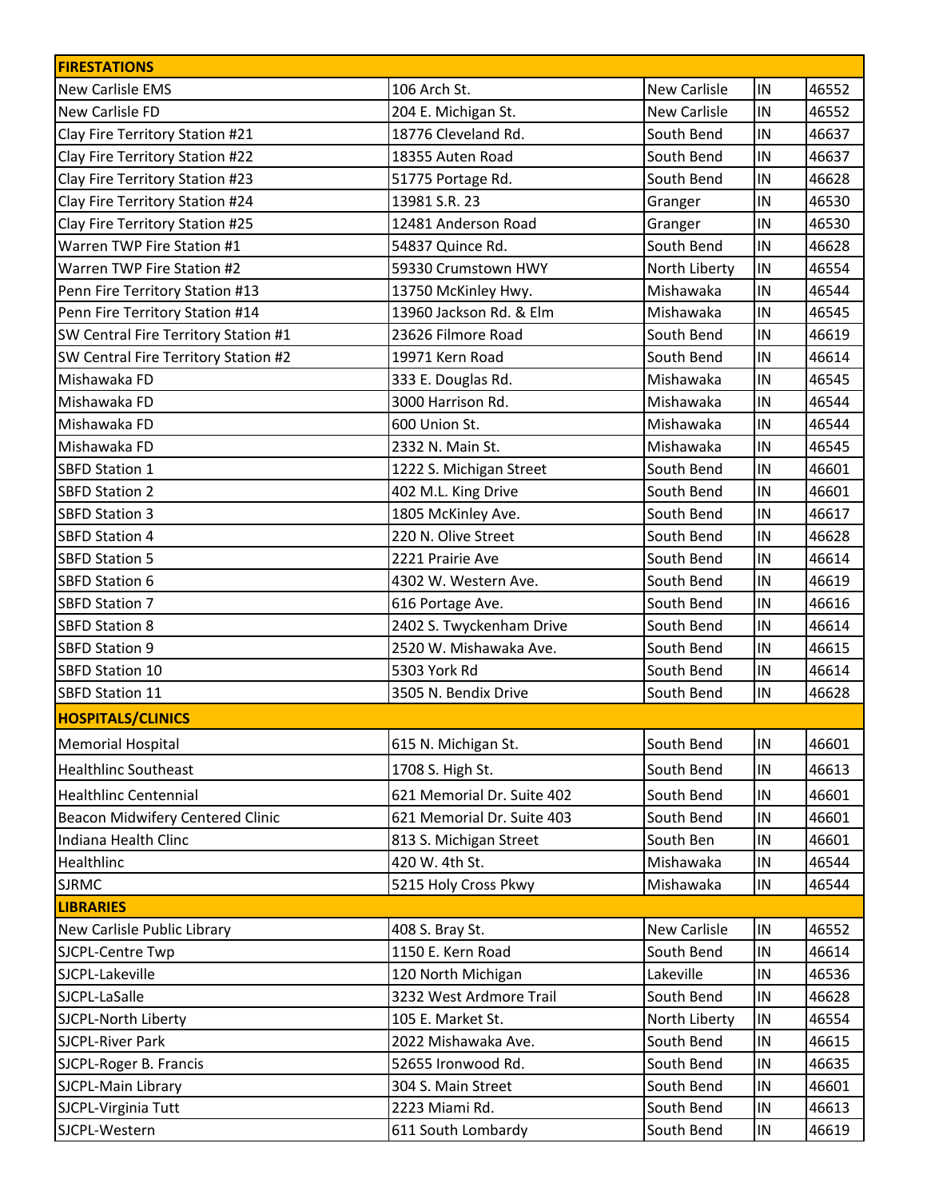| FIRESTATIONS | | | | |
|---|---|---|---|---|
| New Carlisle EMS | 106 Arch St. | New Carlisle | IN | 46552 |
| New Carlisle FD | 204 E. Michigan St. | New Carlisle | IN | 46552 |
| Clay Fire Territory Station #21 | 18776 Cleveland Rd. | South Bend | IN | 46637 |
| Clay Fire Territory Station #22 | 18355 Auten Road | South Bend | IN | 46637 |
| Clay Fire Territory Station #23 | 51775 Portage Rd. | South Bend | IN | 46628 |
| Clay Fire Territory Station #24 | 13981 S.R. 23 | Granger | IN | 46530 |
| Clay Fire Territory Station #25 | 12481 Anderson Road | Granger | IN | 46530 |
| Warren TWP Fire Station #1 | 54837 Quince Rd. | South Bend | IN | 46628 |
| Warren TWP Fire Station #2 | 59330 Crumstown HWY | North Liberty | IN | 46554 |
| Penn Fire Territory Station #13 | 13750 McKinley Hwy. | Mishawaka | IN | 46544 |
| Penn Fire Territory Station #14 | 13960 Jackson Rd. & Elm | Mishawaka | IN | 46545 |
| SW Central Fire Territory Station #1 | 23626 Filmore Road | South Bend | IN | 46619 |
| SW Central Fire Territory Station #2 | 19971 Kern Road | South Bend | IN | 46614 |
| Mishawaka FD | 333 E. Douglas Rd. | Mishawaka | IN | 46545 |
| Mishawaka FD | 3000 Harrison Rd. | Mishawaka | IN | 46544 |
| Mishawaka FD | 600 Union St. | Mishawaka | IN | 46544 |
| Mishawaka FD | 2332 N. Main St. | Mishawaka | IN | 46545 |
| SBFD Station 1 | 1222 S. Michigan Street | South Bend | IN | 46601 |
| SBFD Station 2 | 402 M.L. King Drive | South Bend | IN | 46601 |
| SBFD Station 3 | 1805 McKinley Ave. | South Bend | IN | 46617 |
| SBFD Station 4 | 220 N. Olive Street | South Bend | IN | 46628 |
| SBFD Station 5 | 2221 Prairie Ave | South Bend | IN | 46614 |
| SBFD Station 6 | 4302 W. Western Ave. | South Bend | IN | 46619 |
| SBFD Station 7 | 616 Portage Ave. | South Bend | IN | 46616 |
| SBFD Station 8 | 2402 S. Twyckenham Drive | South Bend | IN | 46614 |
| SBFD Station 9 | 2520 W. Mishawaka Ave. | South Bend | IN | 46615 |
| SBFD Station 10 | 5303 York Rd | South Bend | IN | 46614 |
| SBFD Station 11 | 3505 N. Bendix Drive | South Bend | IN | 46628 |
| **HOSPITALS/CLINICS** | | | | |
| Memorial Hospital | 615 N. Michigan St. | South Bend | IN | 46601 |
| Healthlinc Southeast | 1708 S. High St. | South Bend | IN | 46613 |
| Healthlinc Centennial | 621 Memorial Dr. Suite 402 | South Bend | IN | 46601 |
| Beacon Midwifery Centered Clinic | 621 Memorial Dr. Suite 403 | South Bend | IN | 46601 |
| Indiana Health Clinc | 813 S. Michigan Street | South Ben | IN | 46601 |
| Healthlinc | 420 W. 4th St. | Mishawaka | IN | 46544 |
| SJRMC | 5215 Holy Cross Pkwy | Mishawaka | IN | 46544 |
| **LIBRARIES** | | | | |
| New Carlisle Public Library | 408 S. Bray St. | New Carlisle | IN | 46552 |
| SJCPL-Centre Twp | 1150 E. Kern Road | South Bend | IN | 46614 |
| SJCPL-Lakeville | 120 North Michigan | Lakeville | IN | 46536 |
| SJCPL-LaSalle | 3232 West Ardmore Trail | South Bend | IN | 46628 |
| SJCPL-North Liberty | 105 E. Market St. | North Liberty | IN | 46554 |
| SJCPL-River Park | 2022 Mishawaka Ave. | South Bend | IN | 46615 |
| SJCPL-Roger B. Francis | 52655 Ironwood Rd. | South Bend | IN | 46635 |
| SJCPL-Main Library | 304 S. Main Street | South Bend | IN | 46601 |
| SJCPL-Virginia Tutt | 2223 Miami Rd. | South Bend | IN | 46613 |
| SJCPL-Western | 611 South Lombardy | South Bend | IN | 46619 |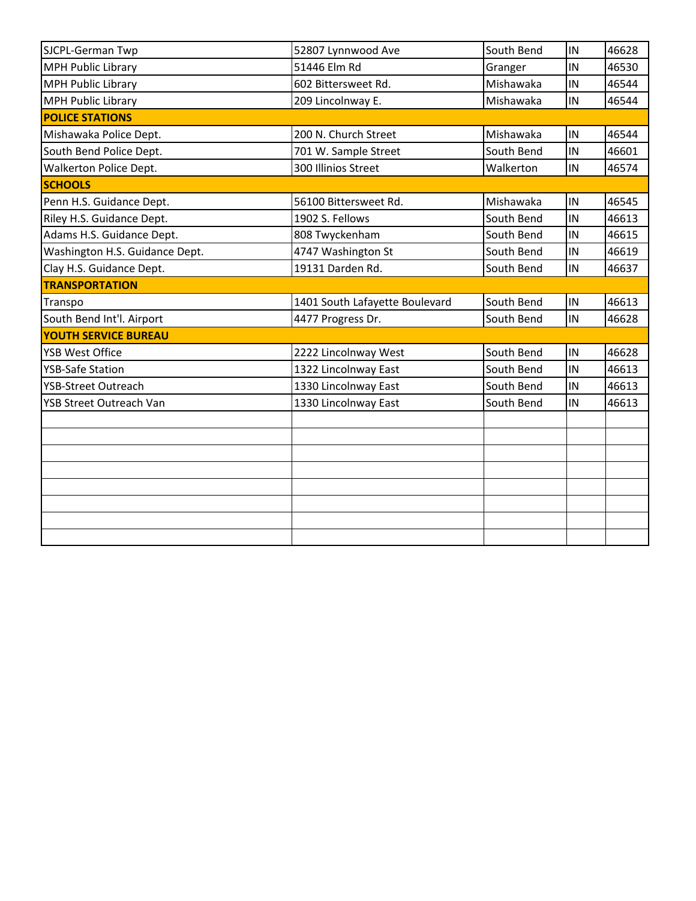| | | | | |
|---|---|---|---|---|
| SJCPL-German Twp | 52807 Lynnwood Ave | South Bend | IN | 46628 |
| MPH Public Library | 51446 Elm Rd | Granger | IN | 46530 |
| MPH Public Library | 602 Bittersweet Rd. | Mishawaka | IN | 46544 |
| MPH Public Library | 209 Lincolnway E. | Mishawaka | IN | 46544 |
| **POLICE STATIONS** | | | | |
| Mishawaka Police Dept. | 200 N. Church Street | Mishawaka | IN | 46544 |
| South Bend Police Dept. | 701 W. Sample Street | South Bend | IN | 46601 |
| Walkerton Police Dept. | 300 Illinios Street | Walkerton | IN | 46574 |
| **SCHOOLS** | | | | |
| Penn H.S. Guidance Dept. | 56100 Bittersweet Rd. | Mishawaka | IN | 46545 |
| Riley H.S. Guidance Dept. | 1902 S. Fellows | South Bend | IN | 46613 |
| Adams H.S. Guidance Dept. | 808 Twyckenham | South Bend | IN | 46615 |
| Washington H.S. Guidance Dept. | 4747 Washington St | South Bend | IN | 46619 |
| Clay H.S. Guidance Dept. | 19131 Darden Rd. | South Bend | IN | 46637 |
| **TRANSPORTATION** | | | | |
| Transpo | 1401 South Lafayette Boulevard | South Bend | IN | 46613 |
| South Bend Int'l. Airport | 4477 Progress Dr. | South Bend | IN | 46628 |
| **YOUTH SERVICE BUREAU** | | | | |
| YSB West Office | 2222 Lincolnway West | South Bend | IN | 46628 |
| YSB-Safe Station | 1322 Lincolnway East | South Bend | IN | 46613 |
| YSB-Street Outreach | 1330 Lincolnway East | South Bend | IN | 46613 |
| YSB Street Outreach Van | 1330 Lincolnway East | South Bend | IN | 46613 |